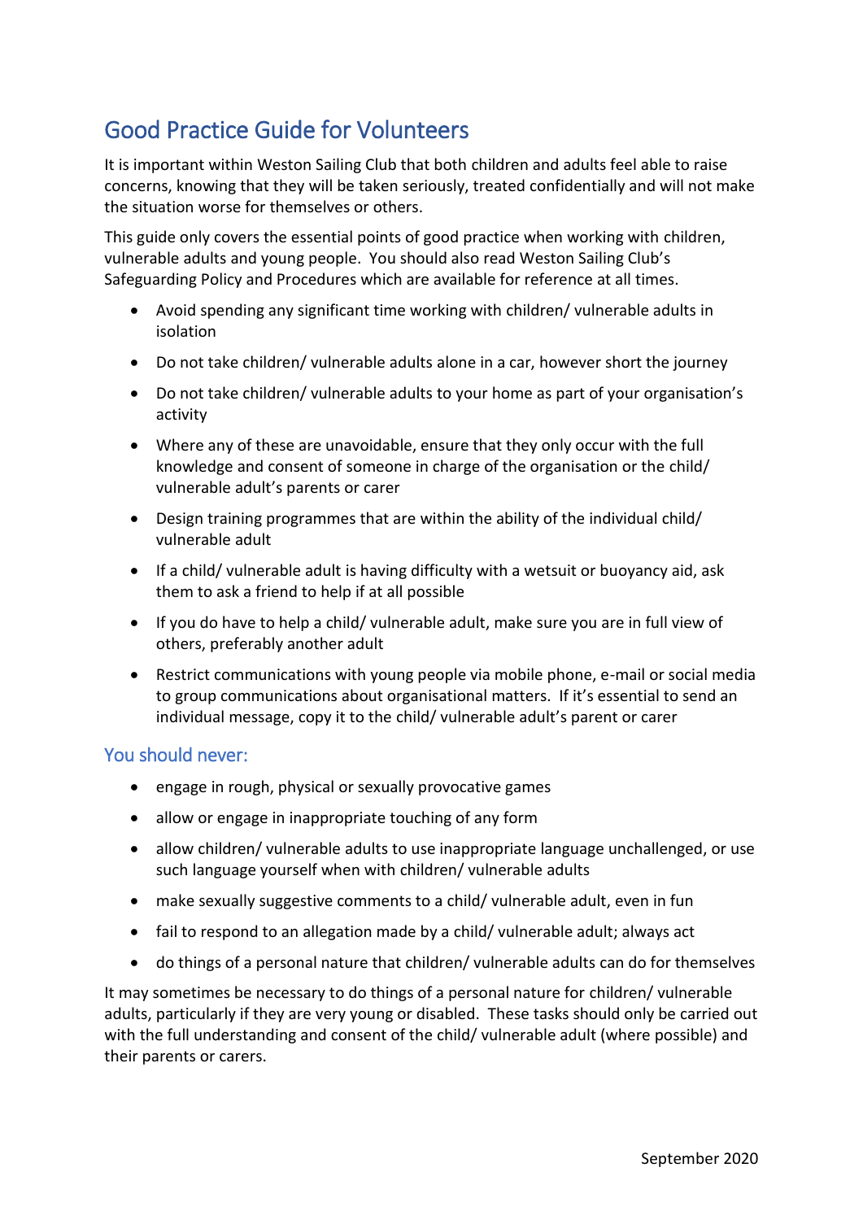# Good Practice Guide for Volunteers

It is important within Weston Sailing Club that both children and adults feel able to raise concerns, knowing that they will be taken seriously, treated confidentially and will not make the situation worse for themselves or others.

This guide only covers the essential points of good practice when working with children, vulnerable adults and young people. You should also read Weston Sailing Club's Safeguarding Policy and Procedures which are available for reference at all times.

- Avoid spending any significant time working with children/ vulnerable adults in isolation
- Do not take children/ vulnerable adults alone in a car, however short the journey
- Do not take children/ vulnerable adults to your home as part of your organisation's activity
- Where any of these are unavoidable, ensure that they only occur with the full knowledge and consent of someone in charge of the organisation or the child/ vulnerable adult's parents or carer
- Design training programmes that are within the ability of the individual child/ vulnerable adult
- If a child/ vulnerable adult is having difficulty with a wetsuit or buoyancy aid, ask them to ask a friend to help if at all possible
- If you do have to help a child/ vulnerable adult, make sure you are in full view of others, preferably another adult
- Restrict communications with young people via mobile phone, e-mail or social media to group communications about organisational matters. If it's essential to send an individual message, copy it to the child/ vulnerable adult's parent or carer

## You should never:

- engage in rough, physical or sexually provocative games
- allow or engage in inappropriate touching of any form
- allow children/ vulnerable adults to use inappropriate language unchallenged, or use such language yourself when with children/ vulnerable adults
- make sexually suggestive comments to a child/ vulnerable adult, even in fun
- fail to respond to an allegation made by a child/ vulnerable adult; always act
- do things of a personal nature that children/ vulnerable adults can do for themselves

It may sometimes be necessary to do things of a personal nature for children/ vulnerable adults, particularly if they are very young or disabled. These tasks should only be carried out with the full understanding and consent of the child/ vulnerable adult (where possible) and their parents or carers.

September 2020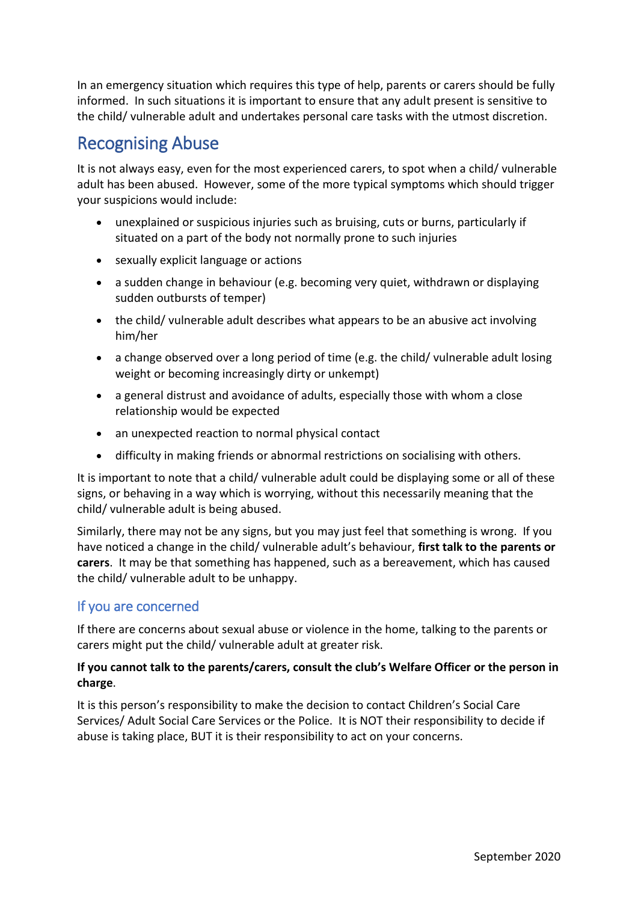In an emergency situation which requires this type of help, parents or carers should be fully informed. In such situations it is important to ensure that any adult present is sensitive to the child/ vulnerable adult and undertakes personal care tasks with the utmost discretion.

## Recognising Abuse

It is not always easy, even for the most experienced carers, to spot when a child/ vulnerable adult has been abused. However, some of the more typical symptoms which should trigger your suspicions would include:

- unexplained or suspicious injuries such as bruising, cuts or burns, particularly if situated on a part of the body not normally prone to such injuries
- sexually explicit language or actions
- a sudden change in behaviour (e.g. becoming very quiet, withdrawn or displaying sudden outbursts of temper)
- the child/ vulnerable adult describes what appears to be an abusive act involving him/her
- a change observed over a long period of time (e.g. the child/ vulnerable adult losing weight or becoming increasingly dirty or unkempt)
- a general distrust and avoidance of adults, especially those with whom a close relationship would be expected
- an unexpected reaction to normal physical contact
- difficulty in making friends or abnormal restrictions on socialising with others.

It is important to note that a child/ vulnerable adult could be displaying some or all of these signs, or behaving in a way which is worrying, without this necessarily meaning that the child/ vulnerable adult is being abused.

Similarly, there may not be any signs, but you may just feel that something is wrong. If you have noticed a change in the child/ vulnerable adult's behaviour, **first talk to the parents or carers**. It may be that something has happened, such as a bereavement, which has caused the child/ vulnerable adult to be unhappy.

### If you are concerned

If there are concerns about sexual abuse or violence in the home, talking to the parents or carers might put the child/ vulnerable adult at greater risk.

**If you cannot talk to the parents/carers, consult the club's Welfare Officer or the person in charge**.

It is this person's responsibility to make the decision to contact Children's Social Care Services/ Adult Social Care Services or the Police. It is NOT their responsibility to decide if abuse is taking place, BUT it is their responsibility to act on your concerns.